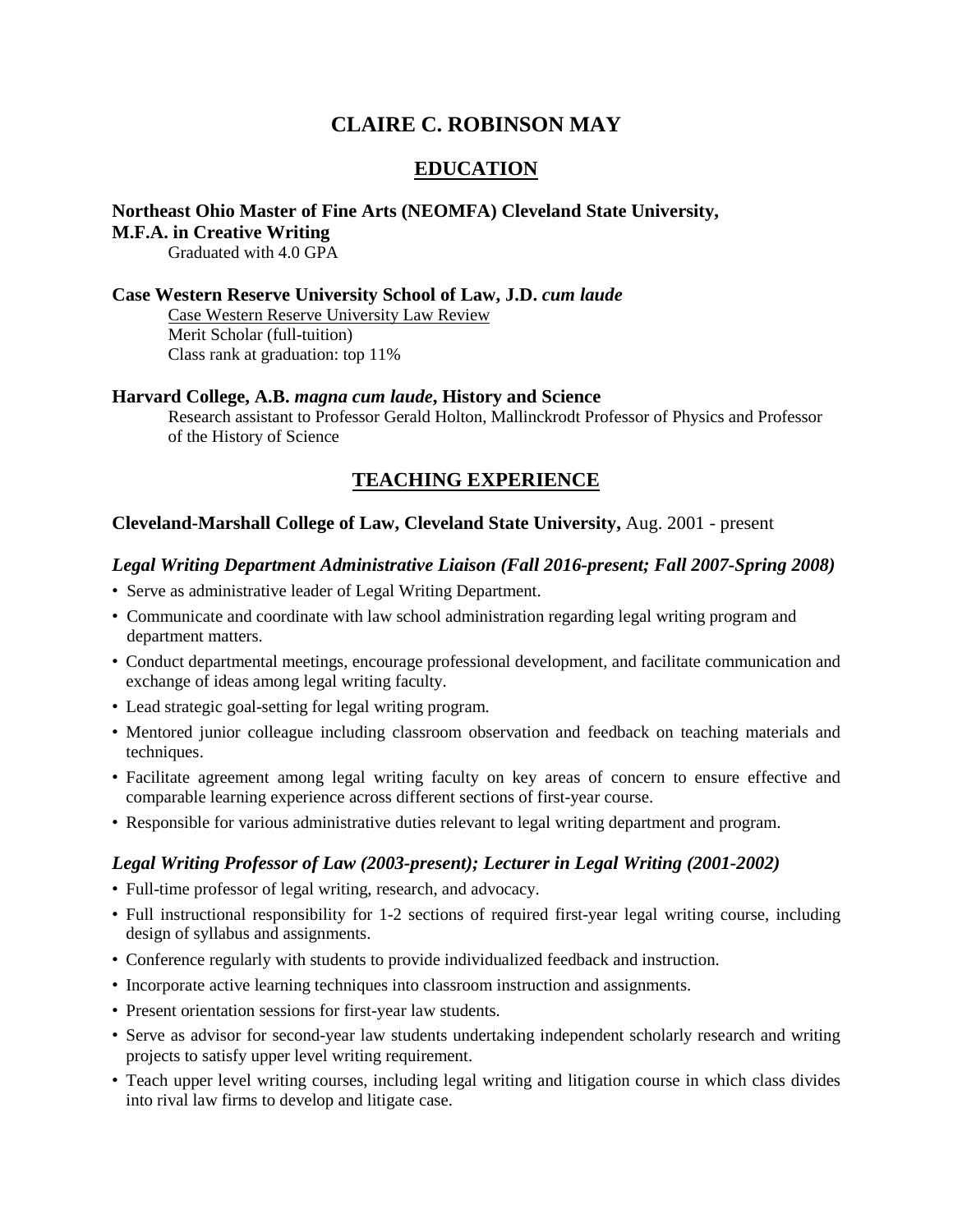# CLAIRE C. ROBINSON MAY

## EDUCATION

**Northeast Ohio Master of Fine Arts (NEOMFA) Cleveland State University,**
**M.F.A. in Creative Writing**
Graduated with 4.0 GPA

**Case Western Reserve University School of Law, J.D. *cum laude***
Case Western Reserve University Law Review
Merit Scholar (full-tuition)
Class rank at graduation: top 11%

**Harvard College, A.B. *magna cum laude*, History and Science**
Research assistant to Professor Gerald Holton, Mallinckrodt Professor of Physics and Professor of the History of Science

## TEACHING EXPERIENCE

**Cleveland-Marshall College of Law, Cleveland State University,** Aug. 2001 - present

***Legal Writing Department Administrative Liaison (Fall 2016-present; Fall 2007-Spring 2008)***

- Serve as administrative leader of Legal Writing Department.
- Communicate and coordinate with law school administration regarding legal writing program and department matters.
- Conduct departmental meetings, encourage professional development, and facilitate communication and exchange of ideas among legal writing faculty.
- Lead strategic goal-setting for legal writing program.
- Mentored junior colleague including classroom observation and feedback on teaching materials and techniques.
- Facilitate agreement among legal writing faculty on key areas of concern to ensure effective and comparable learning experience across different sections of first-year course.
- Responsible for various administrative duties relevant to legal writing department and program.

***Legal Writing Professor of Law (2003-present); Lecturer in Legal Writing (2001-2002)***

- Full-time professor of legal writing, research, and advocacy.
- Full instructional responsibility for 1-2 sections of required first-year legal writing course, including design of syllabus and assignments.
- Conference regularly with students to provide individualized feedback and instruction.
- Incorporate active learning techniques into classroom instruction and assignments.
- Present orientation sessions for first-year law students.
- Serve as advisor for second-year law students undertaking independent scholarly research and writing projects to satisfy upper level writing requirement.
- Teach upper level writing courses, including legal writing and litigation course in which class divides into rival law firms to develop and litigate case.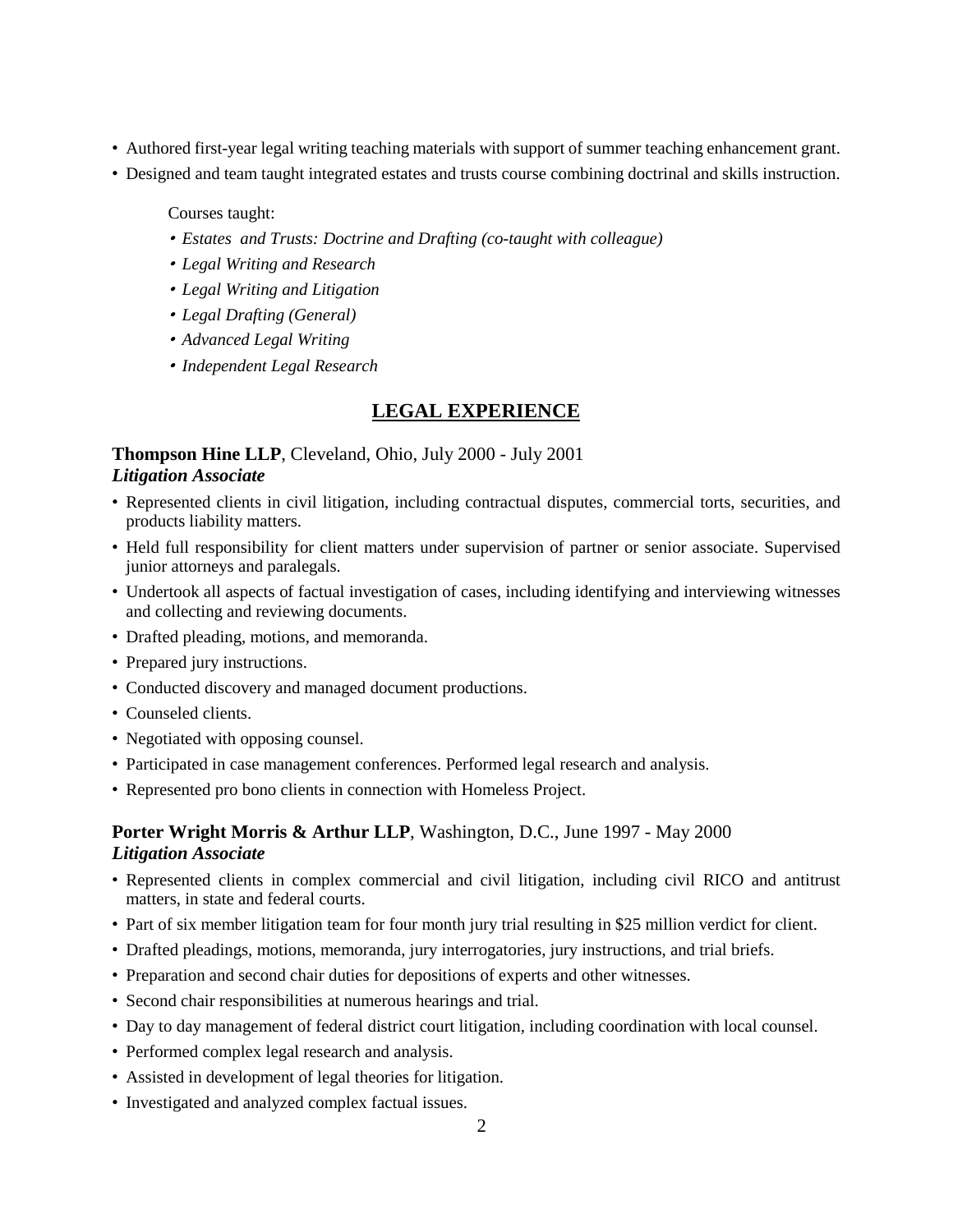- Authored first-year legal writing teaching materials with support of summer teaching enhancement grant.
- Designed and team taught integrated estates and trusts course combining doctrinal and skills instruction.

Courses taught:

- *Estates and Trusts: Doctrine and Drafting (co-taught with colleague)*
- *Legal Writing and Research*
- *Legal Writing and Litigation*
- *Legal Drafting (General)*
- *Advanced Legal Writing*
- *Independent Legal Research*

## LEGAL EXPERIENCE

### **Thompson Hine LLP**, Cleveland, Ohio, July 2000 - July 2001
***Litigation Associate***

- Represented clients in civil litigation, including contractual disputes, commercial torts, securities, and products liability matters.
- Held full responsibility for client matters under supervision of partner or senior associate. Supervised junior attorneys and paralegals.
- Undertook all aspects of factual investigation of cases, including identifying and interviewing witnesses and collecting and reviewing documents.
- Drafted pleading, motions, and memoranda.
- Prepared jury instructions.
- Conducted discovery and managed document productions.
- Counseled clients.
- Negotiated with opposing counsel.
- Participated in case management conferences. Performed legal research and analysis.
- Represented pro bono clients in connection with Homeless Project.

### **Porter Wright Morris & Arthur LLP**, Washington, D.C., June 1997 - May 2000
***Litigation Associate***

- Represented clients in complex commercial and civil litigation, including civil RICO and antitrust matters, in state and federal courts.
- Part of six member litigation team for four month jury trial resulting in $25 million verdict for client.
- Drafted pleadings, motions, memoranda, jury interrogatories, jury instructions, and trial briefs.
- Preparation and second chair duties for depositions of experts and other witnesses.
- Second chair responsibilities at numerous hearings and trial.
- Day to day management of federal district court litigation, including coordination with local counsel.
- Performed complex legal research and analysis.
- Assisted in development of legal theories for litigation.
- Investigated and analyzed complex factual issues.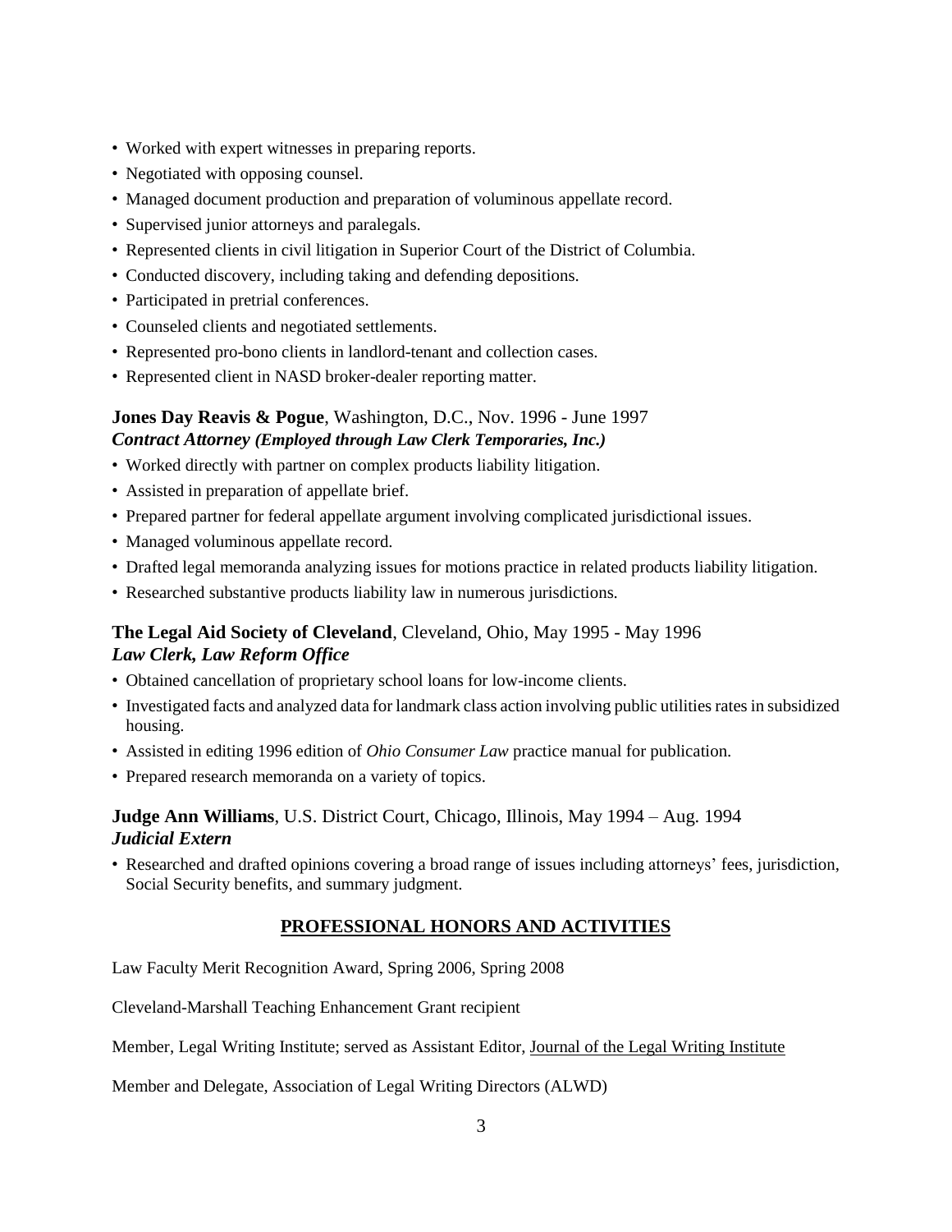- Worked with expert witnesses in preparing reports.
- Negotiated with opposing counsel.
- Managed document production and preparation of voluminous appellate record.
- Supervised junior attorneys and paralegals.
- Represented clients in civil litigation in Superior Court of the District of Columbia.
- Conducted discovery, including taking and defending depositions.
- Participated in pretrial conferences.
- Counseled clients and negotiated settlements.
- Represented pro-bono clients in landlord-tenant and collection cases.
- Represented client in NASD broker-dealer reporting matter.

### **Jones Day Reavis & Pogue**, Washington, D.C., Nov. 1996 - June 1997
***Contract Attorney (Employed through Law Clerk Temporaries, Inc.)***

- Worked directly with partner on complex products liability litigation.
- Assisted in preparation of appellate brief.
- Prepared partner for federal appellate argument involving complicated jurisdictional issues.
- Managed voluminous appellate record.
- Drafted legal memoranda analyzing issues for motions practice in related products liability litigation.
- Researched substantive products liability law in numerous jurisdictions.

### **The Legal Aid Society of Cleveland**, Cleveland, Ohio, May 1995 - May 1996
***Law Clerk, Law Reform Office***

- Obtained cancellation of proprietary school loans for low-income clients.
- Investigated facts and analyzed data for landmark class action involving public utilities rates in subsidized housing.
- Assisted in editing 1996 edition of *Ohio Consumer Law* practice manual for publication.
- Prepared research memoranda on a variety of topics.

### **Judge Ann Williams**, U.S. District Court, Chicago, Illinois, May 1994 – Aug. 1994
***Judicial Extern***

- Researched and drafted opinions covering a broad range of issues including attorneys' fees, jurisdiction, Social Security benefits, and summary judgment.

## PROFESSIONAL HONORS AND ACTIVITIES

Law Faculty Merit Recognition Award, Spring 2006, Spring 2008

Cleveland-Marshall Teaching Enhancement Grant recipient

Member, Legal Writing Institute; served as Assistant Editor, Journal of the Legal Writing Institute

Member and Delegate, Association of Legal Writing Directors (ALWD)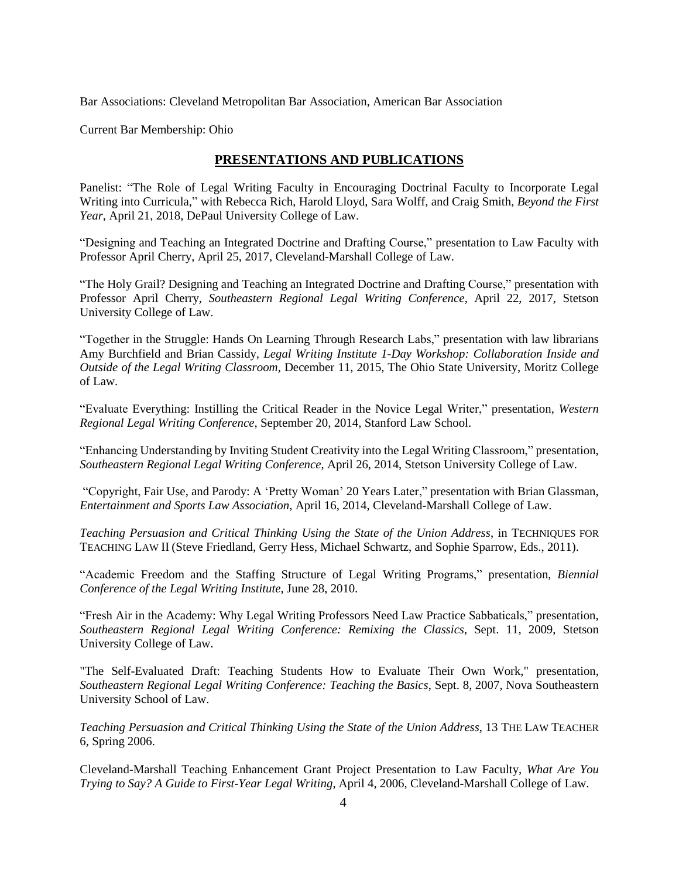Bar Associations: Cleveland Metropolitan Bar Association, American Bar Association

Current Bar Membership: Ohio

## PRESENTATIONS AND PUBLICATIONS

Panelist: "The Role of Legal Writing Faculty in Encouraging Doctrinal Faculty to Incorporate Legal Writing into Curricula," with Rebecca Rich, Harold Lloyd, Sara Wolff, and Craig Smith, *Beyond the First Year*, April 21, 2018, DePaul University College of Law.

"Designing and Teaching an Integrated Doctrine and Drafting Course," presentation to Law Faculty with Professor April Cherry, April 25, 2017, Cleveland-Marshall College of Law.

"The Holy Grail? Designing and Teaching an Integrated Doctrine and Drafting Course," presentation with Professor April Cherry, *Southeastern Regional Legal Writing Conference*, April 22, 2017, Stetson University College of Law.

"Together in the Struggle: Hands On Learning Through Research Labs," presentation with law librarians Amy Burchfield and Brian Cassidy, *Legal Writing Institute 1-Day Workshop: Collaboration Inside and Outside of the Legal Writing Classroom*, December 11, 2015, The Ohio State University, Moritz College of Law.

"Evaluate Everything: Instilling the Critical Reader in the Novice Legal Writer," presentation, *Western Regional Legal Writing Conference*, September 20, 2014, Stanford Law School.

"Enhancing Understanding by Inviting Student Creativity into the Legal Writing Classroom," presentation, *Southeastern Regional Legal Writing Conference*, April 26, 2014, Stetson University College of Law.

"Copyright, Fair Use, and Parody: A 'Pretty Woman' 20 Years Later," presentation with Brian Glassman, *Entertainment and Sports Law Association*, April 16, 2014, Cleveland-Marshall College of Law.

*Teaching Persuasion and Critical Thinking Using the State of the Union Address*, in TECHNIQUES FOR TEACHING LAW II (Steve Friedland, Gerry Hess, Michael Schwartz, and Sophie Sparrow, Eds., 2011).

"Academic Freedom and the Staffing Structure of Legal Writing Programs," presentation, *Biennial Conference of the Legal Writing Institute*, June 28, 2010.

"Fresh Air in the Academy: Why Legal Writing Professors Need Law Practice Sabbaticals," presentation, *Southeastern Regional Legal Writing Conference: Remixing the Classics*, Sept. 11, 2009, Stetson University College of Law.

"The Self-Evaluated Draft: Teaching Students How to Evaluate Their Own Work," presentation, *Southeastern Regional Legal Writing Conference: Teaching the Basics*, Sept. 8, 2007, Nova Southeastern University School of Law.

*Teaching Persuasion and Critical Thinking Using the State of the Union Address*, 13 THE LAW TEACHER 6, Spring 2006.

Cleveland-Marshall Teaching Enhancement Grant Project Presentation to Law Faculty, *What Are You Trying to Say? A Guide to First-Year Legal Writing*, April 4, 2006, Cleveland-Marshall College of Law.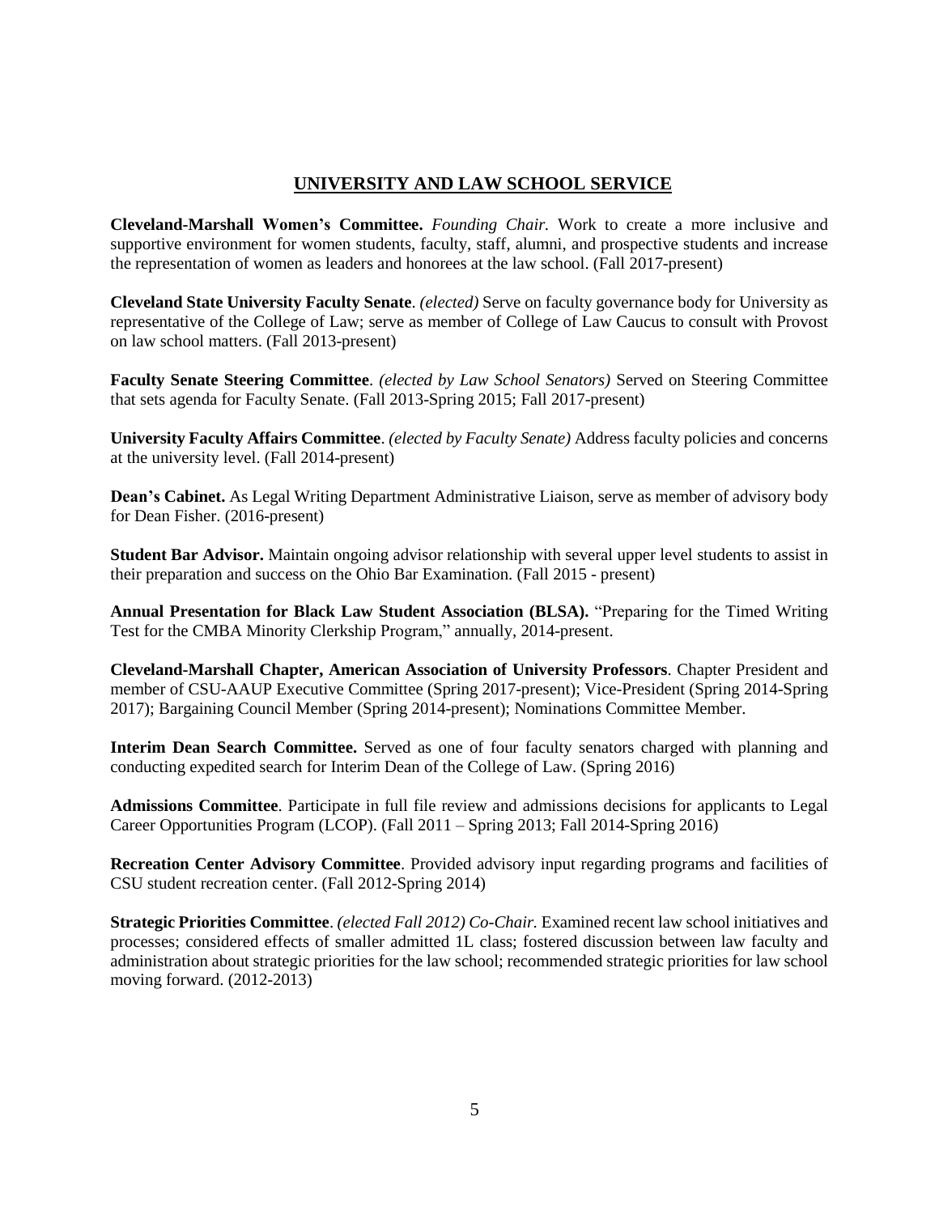## UNIVERSITY AND LAW SCHOOL SERVICE

**Cleveland-Marshall Women's Committee.** *Founding Chair.* Work to create a more inclusive and supportive environment for women students, faculty, staff, alumni, and prospective students and increase the representation of women as leaders and honorees at the law school. (Fall 2017-present)

**Cleveland State University Faculty Senate**. *(elected)* Serve on faculty governance body for University as representative of the College of Law; serve as member of College of Law Caucus to consult with Provost on law school matters. (Fall 2013-present)

**Faculty Senate Steering Committee**. *(elected by Law School Senators)* Served on Steering Committee that sets agenda for Faculty Senate. (Fall 2013-Spring 2015; Fall 2017-present)

**University Faculty Affairs Committee**. *(elected by Faculty Senate)* Address faculty policies and concerns at the university level. (Fall 2014-present)

**Dean's Cabinet.** As Legal Writing Department Administrative Liaison, serve as member of advisory body for Dean Fisher. (2016-present)

**Student Bar Advisor.** Maintain ongoing advisor relationship with several upper level students to assist in their preparation and success on the Ohio Bar Examination. (Fall 2015 - present)

**Annual Presentation for Black Law Student Association (BLSA).** "Preparing for the Timed Writing Test for the CMBA Minority Clerkship Program," annually, 2014-present.

**Cleveland-Marshall Chapter, American Association of University Professors**. Chapter President and member of CSU-AAUP Executive Committee (Spring 2017-present); Vice-President (Spring 2014-Spring 2017); Bargaining Council Member (Spring 2014-present); Nominations Committee Member.

**Interim Dean Search Committee.** Served as one of four faculty senators charged with planning and conducting expedited search for Interim Dean of the College of Law. (Spring 2016)

**Admissions Committee**. Participate in full file review and admissions decisions for applicants to Legal Career Opportunities Program (LCOP). (Fall 2011 – Spring 2013; Fall 2014-Spring 2016)

**Recreation Center Advisory Committee**. Provided advisory input regarding programs and facilities of CSU student recreation center. (Fall 2012-Spring 2014)

**Strategic Priorities Committee**. *(elected Fall 2012) Co-Chair.* Examined recent law school initiatives and processes; considered effects of smaller admitted 1L class; fostered discussion between law faculty and administration about strategic priorities for the law school; recommended strategic priorities for law school moving forward. (2012-2013)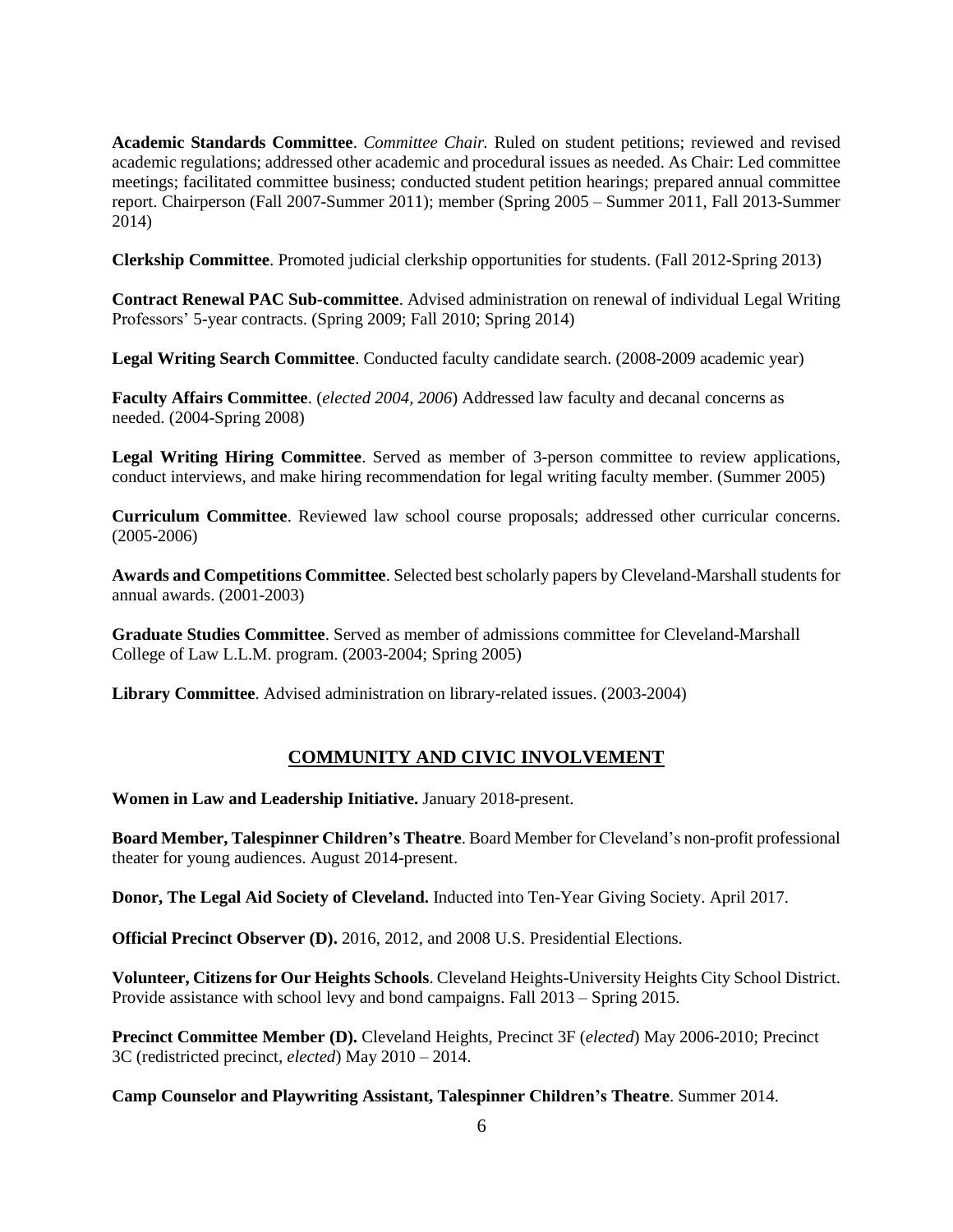**Academic Standards Committee**. *Committee Chair.* Ruled on student petitions; reviewed and revised academic regulations; addressed other academic and procedural issues as needed. As Chair: Led committee meetings; facilitated committee business; conducted student petition hearings; prepared annual committee report. Chairperson (Fall 2007-Summer 2011); member (Spring 2005 – Summer 2011, Fall 2013-Summer 2014)

**Clerkship Committee**. Promoted judicial clerkship opportunities for students. (Fall 2012-Spring 2013)

**Contract Renewal PAC Sub-committee**. Advised administration on renewal of individual Legal Writing Professors' 5-year contracts. (Spring 2009; Fall 2010; Spring 2014)

**Legal Writing Search Committee**. Conducted faculty candidate search. (2008-2009 academic year)

**Faculty Affairs Committee**. (*elected 2004, 2006*) Addressed law faculty and decanal concerns as needed. (2004-Spring 2008)

**Legal Writing Hiring Committee**. Served as member of 3-person committee to review applications, conduct interviews, and make hiring recommendation for legal writing faculty member. (Summer 2005)

**Curriculum Committee**. Reviewed law school course proposals; addressed other curricular concerns. (2005-2006)

**Awards and Competitions Committee**. Selected best scholarly papers by Cleveland-Marshall students for annual awards. (2001-2003)

**Graduate Studies Committee**. Served as member of admissions committee for Cleveland-Marshall College of Law L.L.M. program. (2003-2004; Spring 2005)

**Library Committee**. Advised administration on library-related issues. (2003-2004)

## COMMUNITY AND CIVIC INVOLVEMENT

**Women in Law and Leadership Initiative.** January 2018-present.

**Board Member, Talespinner Children's Theatre**. Board Member for Cleveland's non-profit professional theater for young audiences. August 2014-present.

**Donor, The Legal Aid Society of Cleveland.** Inducted into Ten-Year Giving Society. April 2017.

**Official Precinct Observer (D).** 2016, 2012, and 2008 U.S. Presidential Elections.

**Volunteer, Citizens for Our Heights Schools**. Cleveland Heights-University Heights City School District. Provide assistance with school levy and bond campaigns. Fall 2013 – Spring 2015.

**Precinct Committee Member (D).** Cleveland Heights, Precinct 3F (*elected*) May 2006-2010; Precinct 3C (redistricted precinct, *elected*) May 2010 – 2014.

**Camp Counselor and Playwriting Assistant, Talespinner Children's Theatre**. Summer 2014.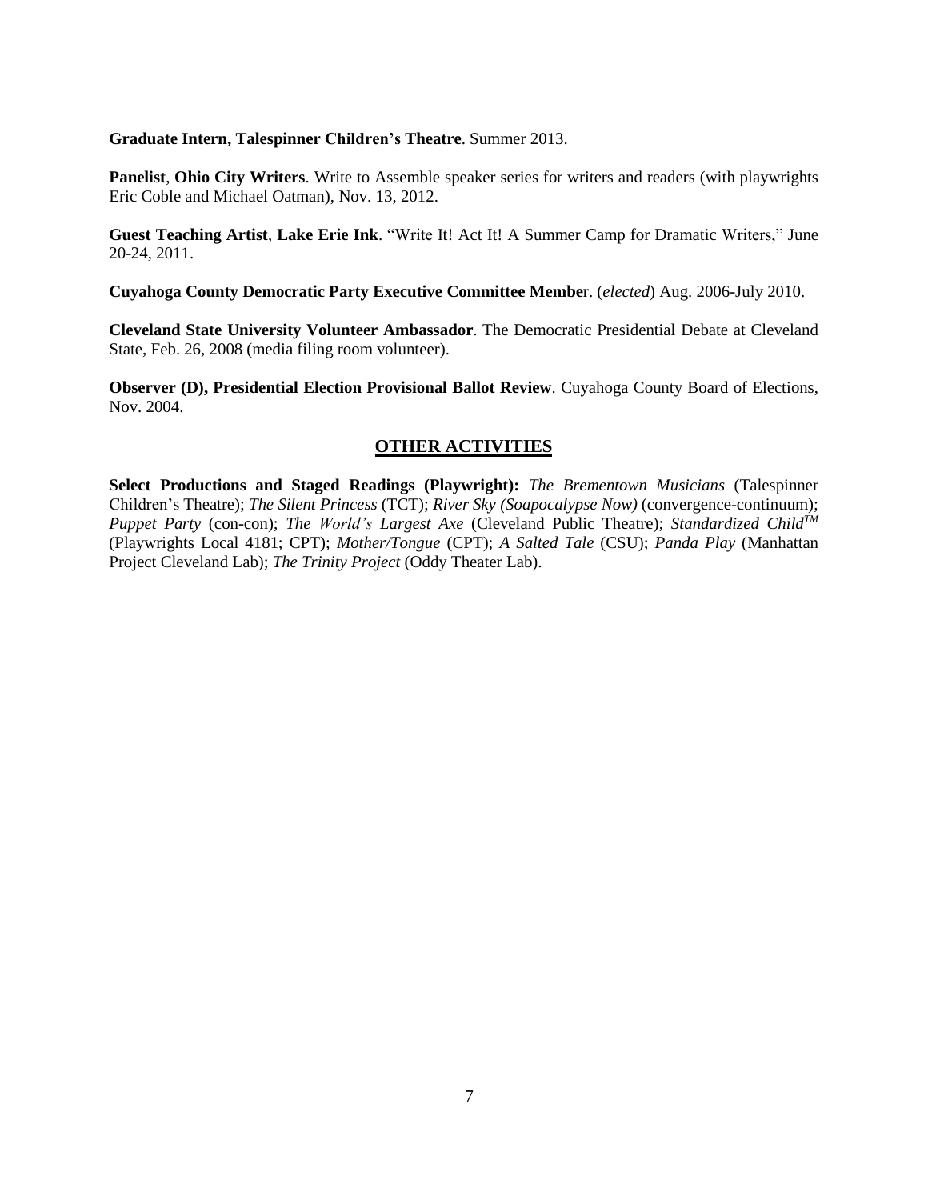**Graduate Intern, Talespinner Children's Theatre**. Summer 2013.

**Panelist**, **Ohio City Writers**. Write to Assemble speaker series for writers and readers (with playwrights Eric Coble and Michael Oatman), Nov. 13, 2012.

**Guest Teaching Artist**, **Lake Erie Ink**. "Write It! Act It! A Summer Camp for Dramatic Writers," June 20-24, 2011.

**Cuyahoga County Democratic Party Executive Committee Member**. (*elected*) Aug. 2006-July 2010.

**Cleveland State University Volunteer Ambassador**. The Democratic Presidential Debate at Cleveland State, Feb. 26, 2008 (media filing room volunteer).

**Observer (D), Presidential Election Provisional Ballot Review**. Cuyahoga County Board of Elections, Nov. 2004.

## OTHER ACTIVITIES

**Select Productions and Staged Readings (Playwright):** *The Brementown Musicians* (Talespinner Children's Theatre); *The Silent Princess* (TCT); *River Sky (Soapocalypse Now)* (convergence-continuum); *Puppet Party* (con-con); *The World's Largest Axe* (Cleveland Public Theatre); *Standardized Child™* (Playwrights Local 4181; CPT); *Mother/Tongue* (CPT); *A Salted Tale* (CSU); *Panda Play* (Manhattan Project Cleveland Lab); *The Trinity Project* (Oddy Theater Lab).